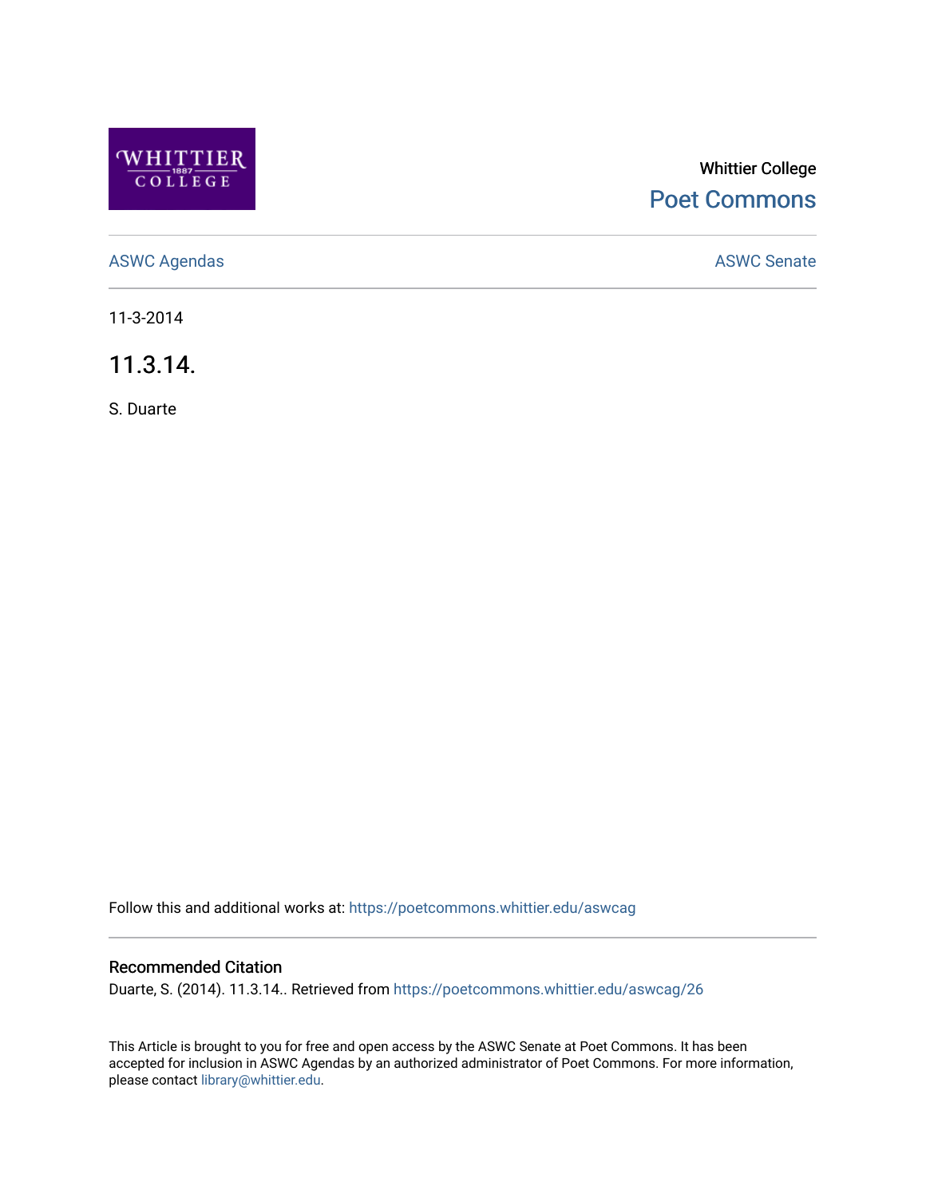Whittier College

Poet Commons

ASWC Agendas

ASWC Senate

11-3-2014

# 11.3.14.

S. Duarte

Follow this and additional works at: https://poetcommons.whittier.edu/aswcag

## Recommended Citation

Duarte, S. (2014). 11.3.14.. Retrieved from https://poetcommons.whittier.edu/aswcag/26

This Article is brought to you for free and open access by the ASWC Senate at Poet Commons. It has been accepted for inclusion in ASWC Agendas by an authorized administrator of Poet Commons. For more information, please contact library@whittier.edu.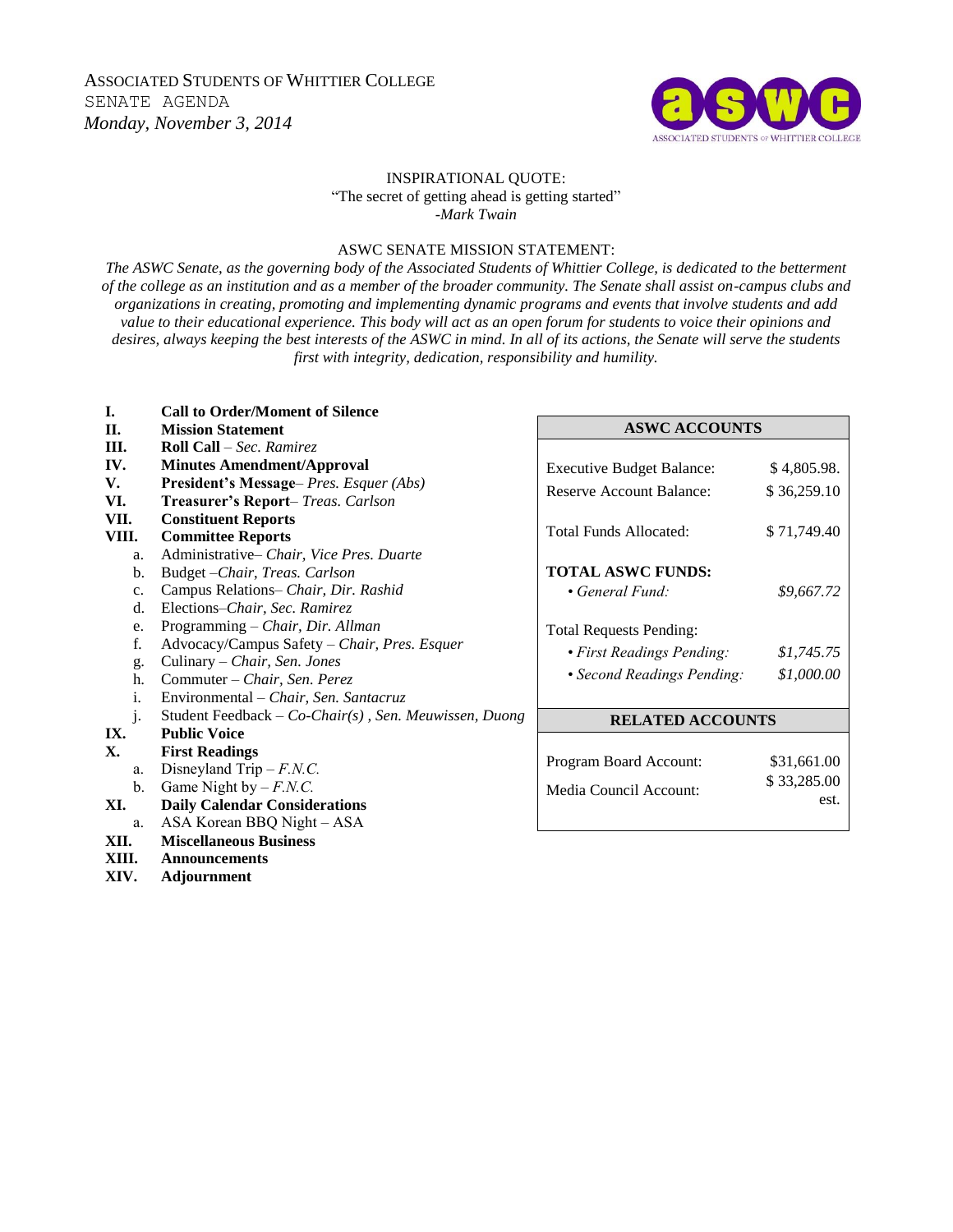ASSOCIATED STUDENTS OF WHITTIER COLLEGE
SENATE AGENDA
*Monday, November 3, 2014*

INSPIRATIONAL QUOTE:
"The secret of getting ahead is getting started"
*-Mark Twain*

ASWC SENATE MISSION STATEMENT:
*The ASWC Senate, as the governing body of the Associated Students of Whittier College, is dedicated to the betterment of the college as an institution and as a member of the broader community. The Senate shall assist on-campus clubs and organizations in creating, promoting and implementing dynamic programs and events that involve students and add value to their educational experience. This body will act as an open forum for students to voice their opinions and desires, always keeping the best interests of the ASWC in mind. In all of its actions, the Senate will serve the students first with integrity, dedication, responsibility and humility.*

- **I. Call to Order/Moment of Silence**
- **II. Mission Statement**
- **III. Roll Call** – *Sec. Ramirez*
- **IV. Minutes Amendment/Approval**
- **V. President's Message**– *Pres. Esquer (Abs)*
- **VI. Treasurer's Report**– *Treas. Carlson*
- **VII. Constituent Reports**
- **VIII. Committee Reports**
  - a. Administrative– *Chair, Vice Pres. Duarte*
  - b. Budget –*Chair, Treas. Carlson*
  - c. Campus Relations– *Chair, Dir. Rashid*
  - d. Elections–*Chair, Sec. Ramirez*
  - e. Programming – *Chair, Dir. Allman*
  - f. Advocacy/Campus Safety – *Chair, Pres. Esquer*
  - g. Culinary – *Chair, Sen. Jones*
  - h. Commuter – *Chair, Sen. Perez*
  - i. Environmental – *Chair, Sen. Santacruz*
  - j. Student Feedback – *Co-Chair(s) , Sen. Meuwissen, Duong*
- **IX. Public Voice**
- **X. First Readings**
  - a. Disneyland Trip – *F.N.C.*
  - b. Game Night by – *F.N.C.*
- **XI. Daily Calendar Considerations**
  - a. ASA Korean BBQ Night – ASA
- **XII. Miscellaneous Business**
- **XIII. Announcements**
- **XIV. Adjournment**

| ASWC ACCOUNTS | |
|---|---|
| Executive Budget Balance: | $ 4,805.98. |
| Reserve Account Balance: | $ 36,259.10 |
| Total Funds Allocated: | $ 71,749.40 |
| **TOTAL ASWC FUNDS:** | |
| • *General Fund:* | *$9,667.72* |
| Total Requests Pending: | |
| • *First Readings Pending:* | *$1,745.75* |
| • *Second Readings Pending:* | *$1,000.00* |

| RELATED ACCOUNTS | |
|---|---|
| Program Board Account: | $31,661.00 |
| Media Council Account: | $ 33,285.00 est. |